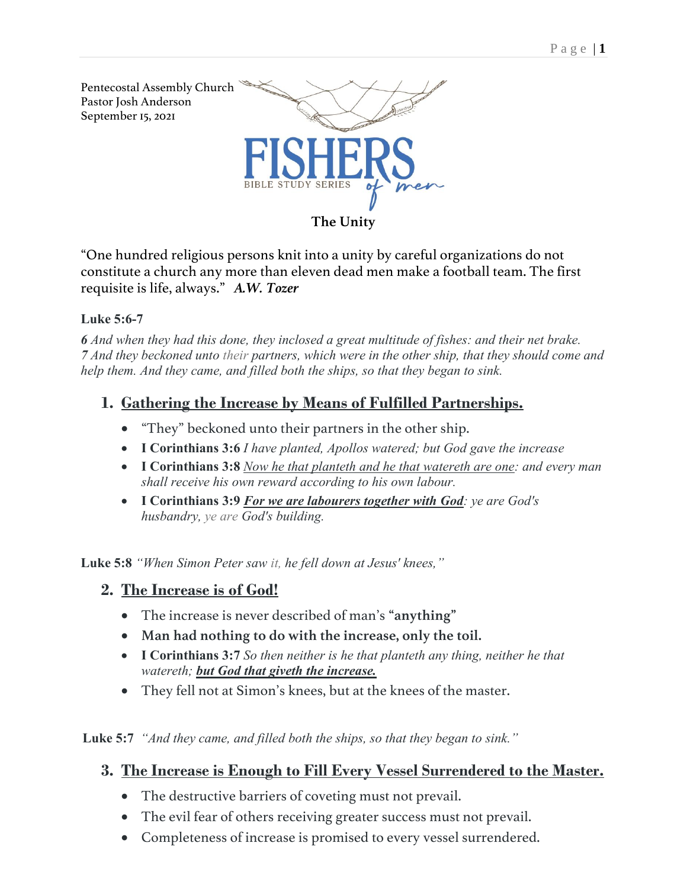Pentecostal Assembly Church
Pastor Josh Anderson
September 15, 2021

FISHERS *of men*
BIBLE STUDY SERIES

**The Unity**

"One hundred religious persons knit into a unity by careful organizations do not constitute a church any more than eleven dead men make a football team. The first requisite is life, always." ***A.W. Tozer***

**Luke 5:6-7**

***6*** *And when they had this done, they inclosed a great multitude of fishes: and their net brake.* ***7*** *And they beckoned unto their partners, which were in the other ship, that they should come and help them. And they came, and filled both the ships, so that they began to sink.*

## 1. Gathering the Increase by Means of Fulfilled Partnerships.

- "They" beckoned unto their partners in the other ship.
- **I Corinthians 3:6** *I have planted, Apollos watered; but God gave the increase*
- **I Corinthians 3:8** *Now he that planteth and he that watereth are one: and every man shall receive his own reward according to his own labour.*
- **I Corinthians 3:9** ***For we are labourers together with God****: ye are God's husbandry, ye are God's building.*

**Luke 5:8** *"When Simon Peter saw it, he fell down at Jesus' knees,"*

## 2. The Increase is of God!

- The increase is never described of man's **"anything"**
- **Man had nothing to do with the increase, only the toil.**
- **I Corinthians 3:7** *So then neither is he that planteth any thing, neither he that watereth;* ***but God that giveth the increase.***
- They fell not at Simon's knees, but at the knees of the master.

**Luke 5:7** *"And they came, and filled both the ships, so that they began to sink."*

## 3. The Increase is Enough to Fill Every Vessel Surrendered to the Master.

- The destructive barriers of coveting must not prevail.
- The evil fear of others receiving greater success must not prevail.
- Completeness of increase is promised to every vessel surrendered.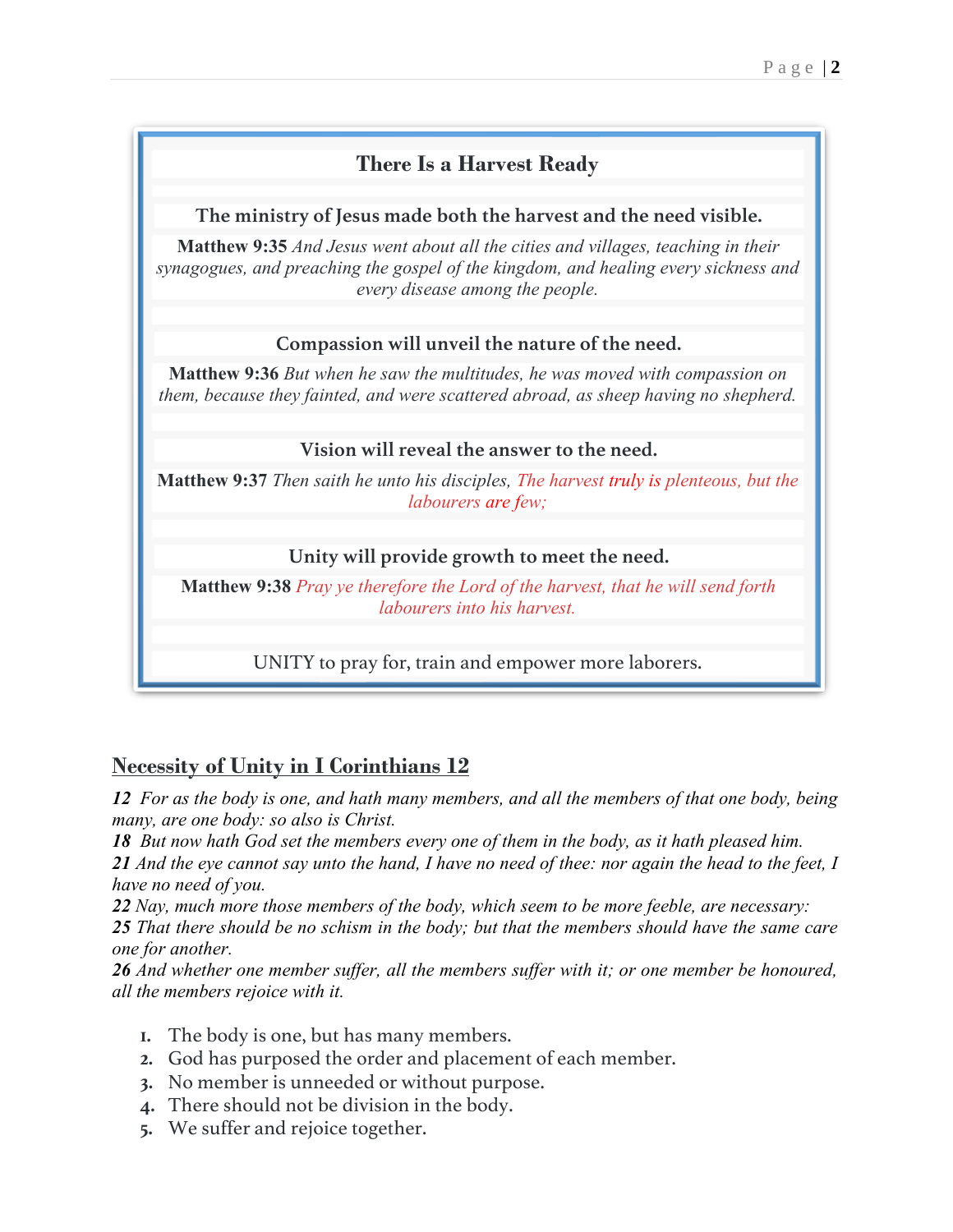## There Is a Harvest Ready

**The ministry of Jesus made both the harvest and the need visible.**

**Matthew 9:35** *And Jesus went about all the cities and villages, teaching in their synagogues, and preaching the gospel of the kingdom, and healing every sickness and every disease among the people.*

**Compassion will unveil the nature of the need.**

**Matthew 9:36** *But when he saw the multitudes, he was moved with compassion on them, because they fainted, and were scattered abroad, as sheep having no shepherd.*

**Vision will reveal the answer to the need.**

**Matthew 9:37** *Then saith he unto his disciples, The harvest truly is plenteous, but the labourers are few;*

**Unity will provide growth to meet the need.**

**Matthew 9:38** *Pray ye therefore the Lord of the harvest, that he will send forth labourers into his harvest.*

UNITY to pray for, train and empower more laborers.

## Necessity of Unity in I Corinthians 12

***12*** *For as the body is one, and hath many members, and all the members of that one body, being many, are one body: so also is Christ.*
***18*** *But now hath God set the members every one of them in the body, as it hath pleased him.*
***21*** *And the eye cannot say unto the hand, I have no need of thee: nor again the head to the feet, I have no need of you.*
***22*** *Nay, much more those members of the body, which seem to be more feeble, are necessary:*
***25*** *That there should be no schism in the body; but that the members should have the same care one for another.*
***26*** *And whether one member suffer, all the members suffer with it; or one member be honoured, all the members rejoice with it.*

1. The body is one, but has many members.
2. God has purposed the order and placement of each member.
3. No member is unneeded or without purpose.
4. There should not be division in the body.
5. We suffer and rejoice together.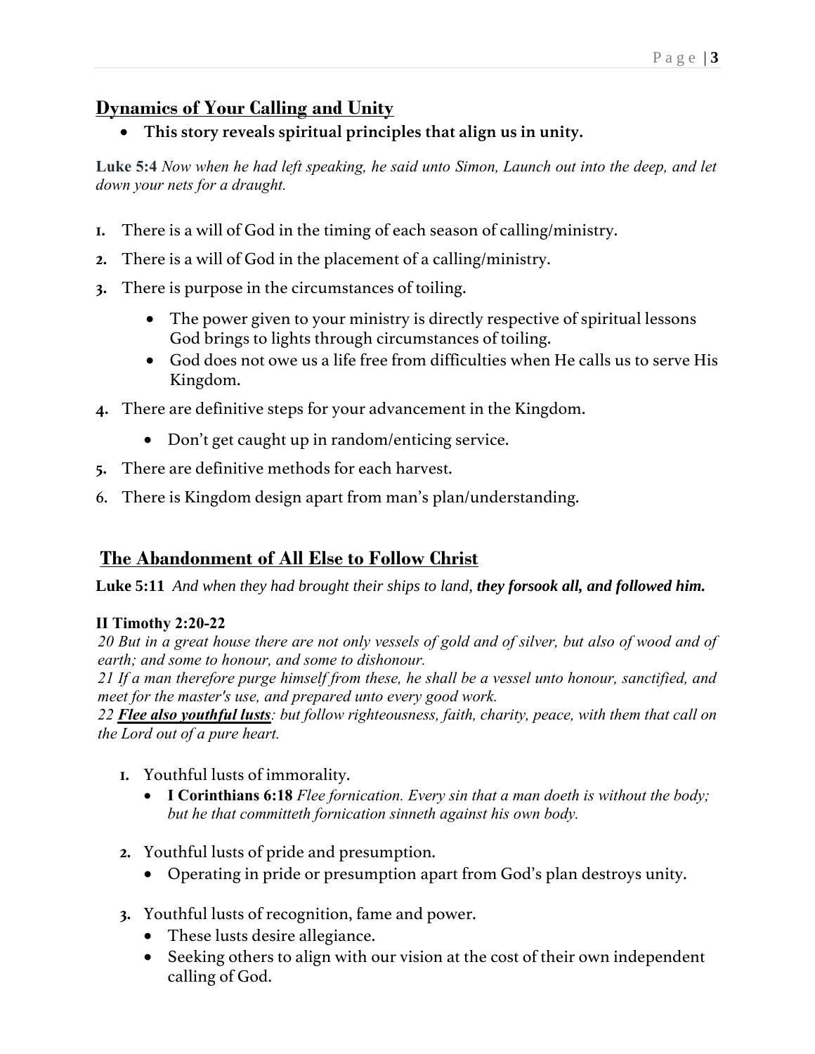## Dynamics of Your Calling and Unity

- **This story reveals spiritual principles that align us in unity.**

**Luke 5:4** *Now when he had left speaking, he said unto Simon, Launch out into the deep, and let down your nets for a draught.*

1. There is a will of God in the timing of each season of calling/ministry.
2. There is a will of God in the placement of a calling/ministry.
3. There is purpose in the circumstances of toiling.
   - The power given to your ministry is directly respective of spiritual lessons God brings to lights through circumstances of toiling.
   - God does not owe us a life free from difficulties when He calls us to serve His Kingdom.
4. There are definitive steps for your advancement in the Kingdom.
   - Don't get caught up in random/enticing service.
5. There are definitive methods for each harvest.
6. There is Kingdom design apart from man's plan/understanding.

## The Abandonment of All Else to Follow Christ

**Luke 5:11** *And when they had brought their ships to land, **they forsook all, and followed him.***

**II Timothy 2:20-22**
*20 But in a great house there are not only vessels of gold and of silver, but also of wood and of earth; and some to honour, and some to dishonour.*
*21 If a man therefore purge himself from these, he shall be a vessel unto honour, sanctified, and meet for the master's use, and prepared unto every good work.*
*22 **<u>Flee also youthful lusts</u>**: but follow righteousness, faith, charity, peace, with them that call on the Lord out of a pure heart.*

1. Youthful lusts of immorality.
   - **I Corinthians 6:18** *Flee fornication. Every sin that a man doeth is without the body; but he that committeth fornication sinneth against his own body.*
2. Youthful lusts of pride and presumption.
   - Operating in pride or presumption apart from God's plan destroys unity.
3. Youthful lusts of recognition, fame and power.
   - These lusts desire allegiance.
   - Seeking others to align with our vision at the cost of their own independent calling of God.